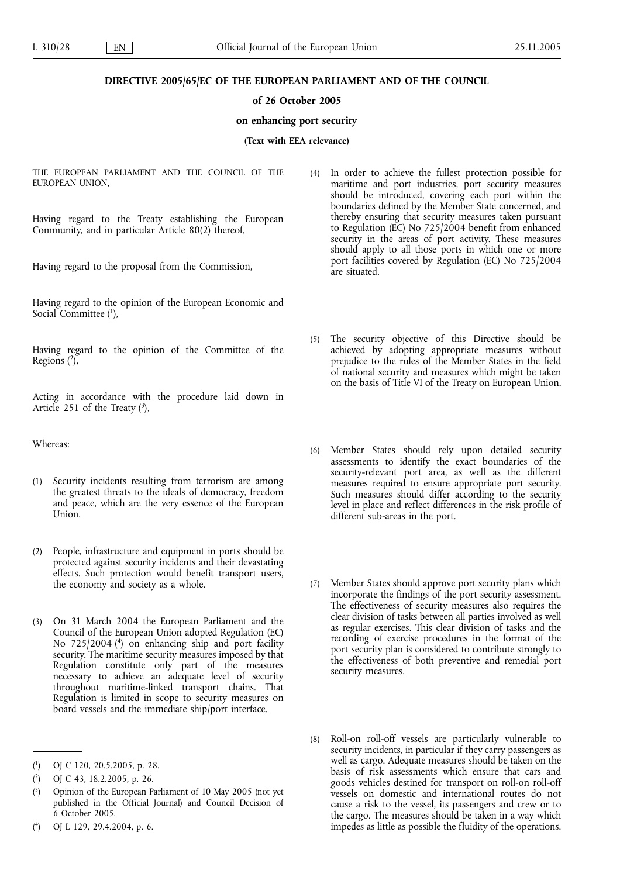# DIRECTIVE 2005/65/EC OF THE EUROPEAN PARLIAMENT AND OF THE COUNCIL

**of 26 October 2005**

**on enhancing port security**

**(Text with EEA relevance)**

THE EUROPEAN PARLIAMENT AND THE COUNCIL OF THE EUROPEAN UNION,

Having regard to the Treaty establishing the European Community, and in particular Article 80(2) thereof,

Having regard to the proposal from the Commission,

Having regard to the opinion of the European Economic and Social Committee [1],

Having regard to the opinion of the Committee of the Regions [2],

Acting in accordance with the procedure laid down in Article 251 of the Treaty [3],

Whereas:

(1) Security incidents resulting from terrorism are among the greatest threats to the ideals of democracy, freedom and peace, which are the very essence of the European Union.

(2) People, infrastructure and equipment in ports should be protected against security incidents and their devastating effects. Such protection would benefit transport users, the economy and society as a whole.

(3) On 31 March 2004 the European Parliament and the Council of the European Union adopted Regulation (EC) No 725/2004 [4] on enhancing ship and port facility security. The maritime security measures imposed by that Regulation constitute only part of the measures necessary to achieve an adequate level of security throughout maritime-linked transport chains. That Regulation is limited in scope to security measures on board vessels and the immediate ship/port interface.

(4) In order to achieve the fullest protection possible for maritime and port industries, port security measures should be introduced, covering each port within the boundaries defined by the Member State concerned, and thereby ensuring that security measures taken pursuant to Regulation (EC) No 725/2004 benefit from enhanced security in the areas of port activity. These measures should apply to all those ports in which one or more port facilities covered by Regulation (EC) No 725/2004 are situated.

(5) The security objective of this Directive should be achieved by adopting appropriate measures without prejudice to the rules of the Member States in the field of national security and measures which might be taken on the basis of Title VI of the Treaty on European Union.

(6) Member States should rely upon detailed security assessments to identify the exact boundaries of the security-relevant port area, as well as the different measures required to ensure appropriate port security. Such measures should differ according to the security level in place and reflect differences in the risk profile of different sub-areas in the port.

(7) Member States should approve port security plans which incorporate the findings of the port security assessment. The effectiveness of security measures also requires the clear division of tasks between all parties involved as well as regular exercises. This clear division of tasks and the recording of exercise procedures in the format of the port security plan is considered to contribute strongly to the effectiveness of both preventive and remedial port security measures.

(8) Roll-on roll-off vessels are particularly vulnerable to security incidents, in particular if they carry passengers as well as cargo. Adequate measures should be taken on the basis of risk assessments which ensure that cars and goods vehicles destined for transport on roll-on roll-off vessels on domestic and international routes do not cause a risk to the vessel, its passengers and crew or to the cargo. The measures should be taken in a way which impedes as little as possible the fluidity of the operations.

---

[1] OJ C 120, 20.5.2005, p. 28.

[2] OJ C 43, 18.2.2005, p. 26.

[3] Opinion of the European Parliament of 10 May 2005 (not yet published in the Official Journal) and Council Decision of 6 October 2005.

[4] OJ L 129, 29.4.2004, p. 6.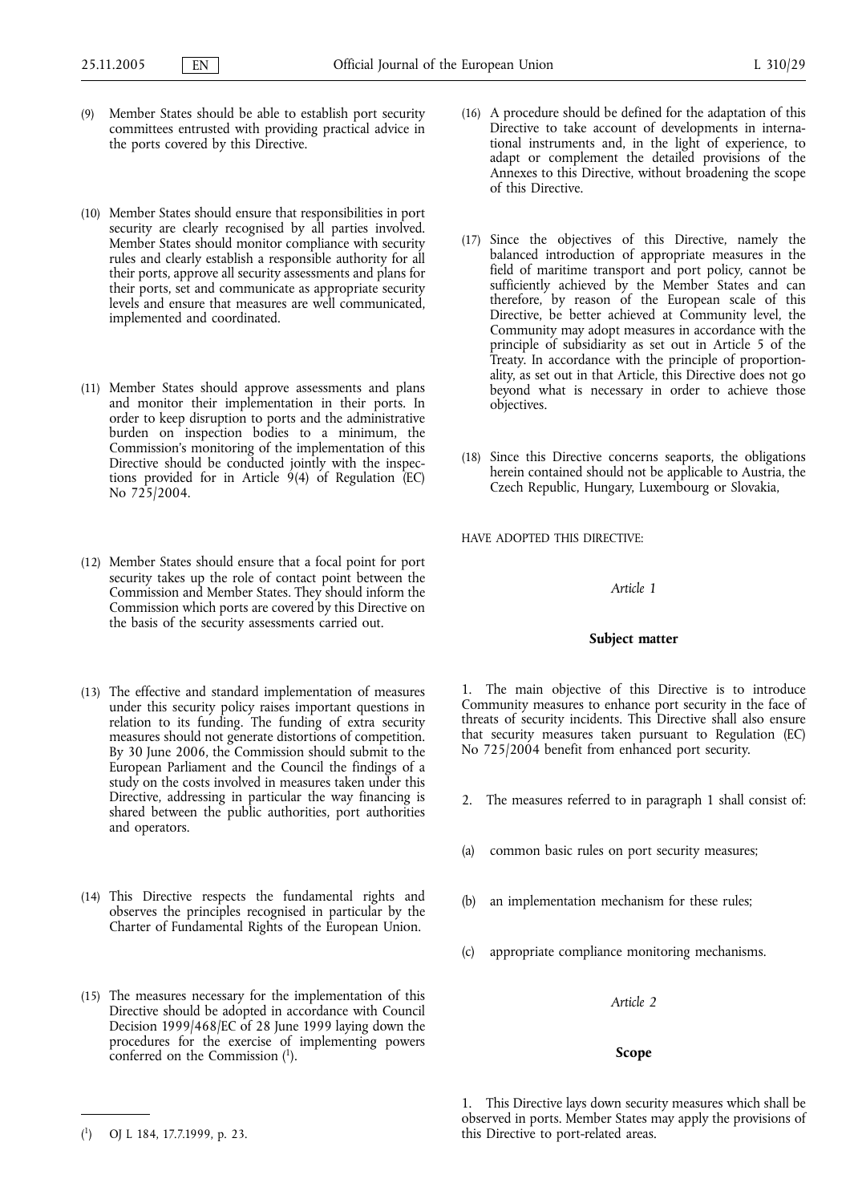(9) Member States should be able to establish port security committees entrusted with providing practical advice in the ports covered by this Directive.

(10) Member States should ensure that responsibilities in port security are clearly recognised by all parties involved. Member States should monitor compliance with security rules and clearly establish a responsible authority for all their ports, approve all security assessments and plans for their ports, set and communicate as appropriate security levels and ensure that measures are well communicated, implemented and coordinated.

(11) Member States should approve assessments and plans and monitor their implementation in their ports. In order to keep disruption to ports and the administrative burden on inspection bodies to a minimum, the Commission's monitoring of the implementation of this Directive should be conducted jointly with the inspections provided for in Article 9(4) of Regulation (EC) No 725/2004.

(12) Member States should ensure that a focal point for port security takes up the role of contact point between the Commission and Member States. They should inform the Commission which ports are covered by this Directive on the basis of the security assessments carried out.

(13) The effective and standard implementation of measures under this security policy raises important questions in relation to its funding. The funding of extra security measures should not generate distortions of competition. By 30 June 2006, the Commission should submit to the European Parliament and the Council the findings of a study on the costs involved in measures taken under this Directive, addressing in particular the way financing is shared between the public authorities, port authorities and operators.

(14) This Directive respects the fundamental rights and observes the principles recognised in particular by the Charter of Fundamental Rights of the European Union.

(15) The measures necessary for the implementation of this Directive should be adopted in accordance with Council Decision 1999/468/EC of 28 June 1999 laying down the procedures for the exercise of implementing powers conferred on the Commission [1].

(16) A procedure should be defined for the adaptation of this Directive to take account of developments in international instruments and, in the light of experience, to adapt or complement the detailed provisions of the Annexes to this Directive, without broadening the scope of this Directive.

(17) Since the objectives of this Directive, namely the balanced introduction of appropriate measures in the field of maritime transport and port policy, cannot be sufficiently achieved by the Member States and can therefore, by reason of the European scale of this Directive, be better achieved at Community level, the Community may adopt measures in accordance with the principle of subsidiarity as set out in Article 5 of the Treaty. In accordance with the principle of proportionality, as set out in that Article, this Directive does not go beyond what is necessary in order to achieve those objectives.

(18) Since this Directive concerns seaports, the obligations herein contained should not be applicable to Austria, the Czech Republic, Hungary, Luxembourg or Slovakia,

HAVE ADOPTED THIS DIRECTIVE:

*Article 1*

**Subject matter**

1. The main objective of this Directive is to introduce Community measures to enhance port security in the face of threats of security incidents. This Directive shall also ensure that security measures taken pursuant to Regulation (EC) No 725/2004 benefit from enhanced port security.

2. The measures referred to in paragraph 1 shall consist of:

(a) common basic rules on port security measures;

(b) an implementation mechanism for these rules;

(c) appropriate compliance monitoring mechanisms.

*Article 2*

**Scope**

1. This Directive lays down security measures which shall be observed in ports. Member States may apply the provisions of this Directive to port-related areas.

[1] OJ L 184, 17.7.1999, p. 23.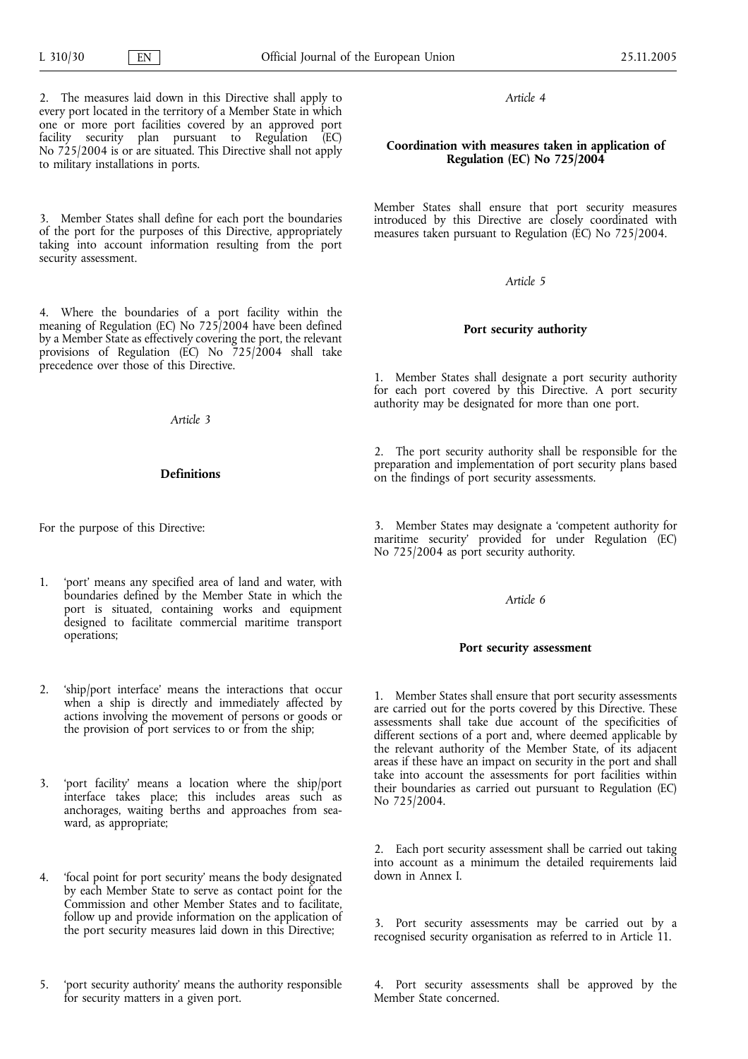2. The measures laid down in this Directive shall apply to every port located in the territory of a Member State in which one or more port facilities covered by an approved port facility security plan pursuant to Regulation (EC) No 725/2004 is or are situated. This Directive shall not apply to military installations in ports.

3. Member States shall define for each port the boundaries of the port for the purposes of this Directive, appropriately taking into account information resulting from the port security assessment.

4. Where the boundaries of a port facility within the meaning of Regulation (EC) No 725/2004 have been defined by a Member State as effectively covering the port, the relevant provisions of Regulation (EC) No 725/2004 shall take precedence over those of this Directive.

*Article 3*

**Definitions**

For the purpose of this Directive:

1. 'port' means any specified area of land and water, with boundaries defined by the Member State in which the port is situated, containing works and equipment designed to facilitate commercial maritime transport operations;

2. 'ship/port interface' means the interactions that occur when a ship is directly and immediately affected by actions involving the movement of persons or goods or the provision of port services to or from the ship;

3. 'port facility' means a location where the ship/port interface takes place; this includes areas such as anchorages, waiting berths and approaches from seaward, as appropriate;

4. 'focal point for port security' means the body designated by each Member State to serve as contact point for the Commission and other Member States and to facilitate, follow up and provide information on the application of the port security measures laid down in this Directive;

5. 'port security authority' means the authority responsible for security matters in a given port.

*Article 4*

**Coordination with measures taken in application of Regulation (EC) No 725/2004**

Member States shall ensure that port security measures introduced by this Directive are closely coordinated with measures taken pursuant to Regulation (EC) No 725/2004.

*Article 5*

**Port security authority**

1. Member States shall designate a port security authority for each port covered by this Directive. A port security authority may be designated for more than one port.

2. The port security authority shall be responsible for the preparation and implementation of port security plans based on the findings of port security assessments.

3. Member States may designate a 'competent authority for maritime security' provided for under Regulation (EC) No 725/2004 as port security authority.

*Article 6*

**Port security assessment**

1. Member States shall ensure that port security assessments are carried out for the ports covered by this Directive. These assessments shall take due account of the specificities of different sections of a port and, where deemed applicable by the relevant authority of the Member State, of its adjacent areas if these have an impact on security in the port and shall take into account the assessments for port facilities within their boundaries as carried out pursuant to Regulation (EC) No 725/2004.

2. Each port security assessment shall be carried out taking into account as a minimum the detailed requirements laid down in Annex I.

3. Port security assessments may be carried out by a recognised security organisation as referred to in Article 11.

4. Port security assessments shall be approved by the Member State concerned.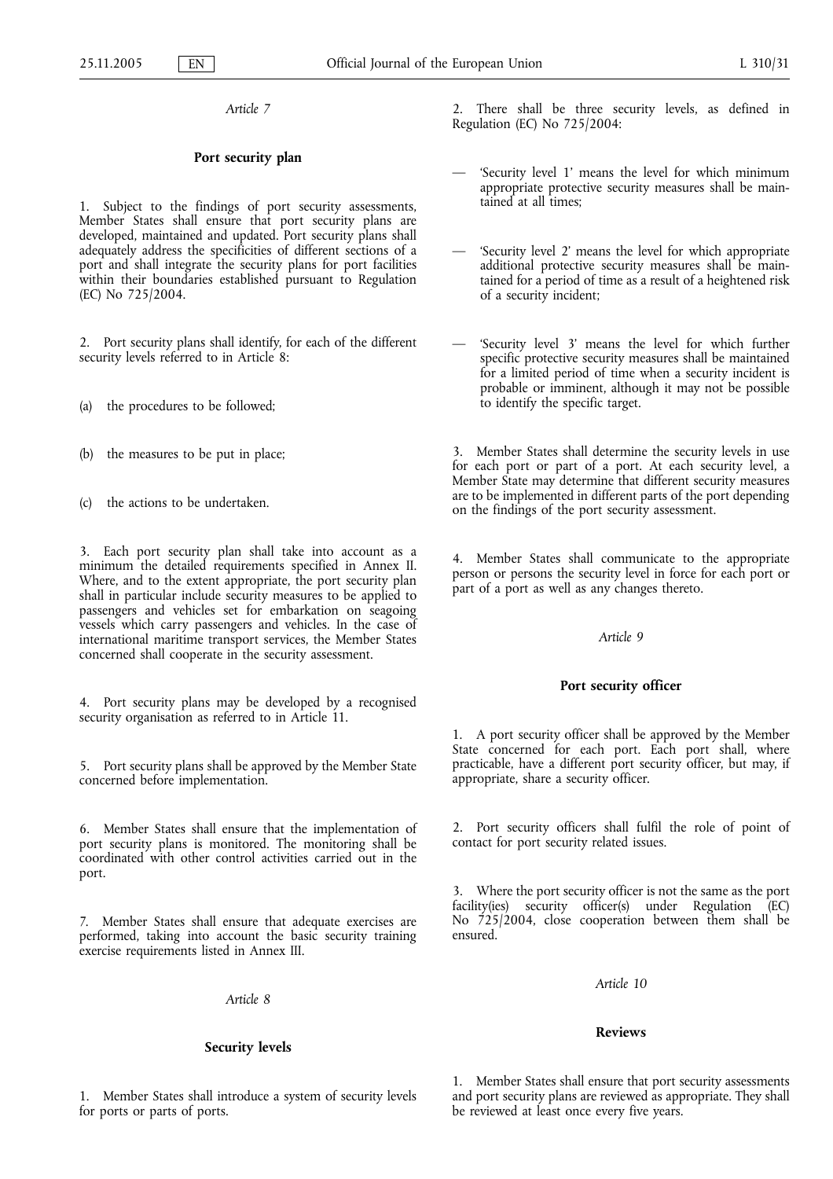*Article 7*

**Port security plan**

1. Subject to the findings of port security assessments, Member States shall ensure that port security plans are developed, maintained and updated. Port security plans shall adequately address the specificities of different sections of a port and shall integrate the security plans for port facilities within their boundaries established pursuant to Regulation (EC) No 725/2004.

2. Port security plans shall identify, for each of the different security levels referred to in Article 8:

(a) the procedures to be followed;

(b) the measures to be put in place;

(c) the actions to be undertaken.

3. Each port security plan shall take into account as a minimum the detailed requirements specified in Annex II. Where, and to the extent appropriate, the port security plan shall in particular include security measures to be applied to passengers and vehicles set for embarkation on seagoing vessels which carry passengers and vehicles. In the case of international maritime transport services, the Member States concerned shall cooperate in the security assessment.

4. Port security plans may be developed by a recognised security organisation as referred to in Article 11.

5. Port security plans shall be approved by the Member State concerned before implementation.

6. Member States shall ensure that the implementation of port security plans is monitored. The monitoring shall be coordinated with other control activities carried out in the port.

7. Member States shall ensure that adequate exercises are performed, taking into account the basic security training exercise requirements listed in Annex III.

*Article 8*

**Security levels**

1. Member States shall introduce a system of security levels for ports or parts of ports.

2. There shall be three security levels, as defined in Regulation (EC) No 725/2004:

— 'Security level 1' means the level for which minimum appropriate protective security measures shall be maintained at all times;

— 'Security level 2' means the level for which appropriate additional protective security measures shall be maintained for a period of time as a result of a heightened risk of a security incident;

— 'Security level 3' means the level for which further specific protective security measures shall be maintained for a limited period of time when a security incident is probable or imminent, although it may not be possible to identify the specific target.

3. Member States shall determine the security levels in use for each port or part of a port. At each security level, a Member State may determine that different security measures are to be implemented in different parts of the port depending on the findings of the port security assessment.

4. Member States shall communicate to the appropriate person or persons the security level in force for each port or part of a port as well as any changes thereto.

*Article 9*

**Port security officer**

1. A port security officer shall be approved by the Member State concerned for each port. Each port shall, where practicable, have a different port security officer, but may, if appropriate, share a security officer.

2. Port security officers shall fulfil the role of point of contact for port security related issues.

3. Where the port security officer is not the same as the port facility(ies) security officer(s) under Regulation (EC) No 725/2004, close cooperation between them shall be ensured.

*Article 10*

**Reviews**

1. Member States shall ensure that port security assessments and port security plans are reviewed as appropriate. They shall be reviewed at least once every five years.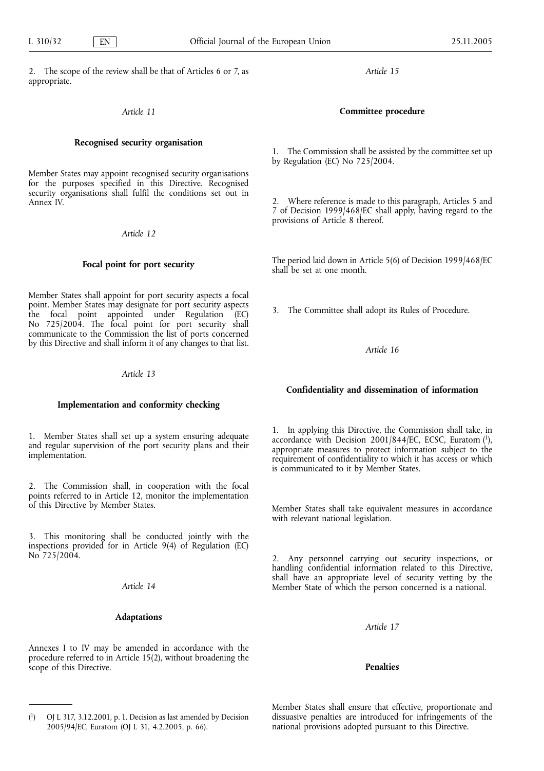2. The scope of the review shall be that of Articles 6 or 7, as appropriate.

*Article 11*

**Recognised security organisation**

Member States may appoint recognised security organisations for the purposes specified in this Directive. Recognised security organisations shall fulfil the conditions set out in Annex IV.

*Article 12*

**Focal point for port security**

Member States shall appoint for port security aspects a focal point. Member States may designate for port security aspects the focal point appointed under Regulation (EC) No 725/2004. The focal point for port security shall communicate to the Commission the list of ports concerned by this Directive and shall inform it of any changes to that list.

*Article 13*

**Implementation and conformity checking**

1. Member States shall set up a system ensuring adequate and regular supervision of the port security plans and their implementation.

2. The Commission shall, in cooperation with the focal points referred to in Article 12, monitor the implementation of this Directive by Member States.

3. This monitoring shall be conducted jointly with the inspections provided for in Article 9(4) of Regulation (EC) No 725/2004.

*Article 14*

**Adaptations**

Annexes I to IV may be amended in accordance with the procedure referred to in Article 15(2), without broadening the scope of this Directive.

*Article 15*

**Committee procedure**

1. The Commission shall be assisted by the committee set up by Regulation (EC) No 725/2004.

2. Where reference is made to this paragraph, Articles 5 and 7 of Decision 1999/468/EC shall apply, having regard to the provisions of Article 8 thereof.

The period laid down in Article 5(6) of Decision 1999/468/EC shall be set at one month.

3. The Committee shall adopt its Rules of Procedure.

*Article 16*

**Confidentiality and dissemination of information**

1. In applying this Directive, the Commission shall take, in accordance with Decision 2001/844/EC, ECSC, Euratom [1], appropriate measures to protect information subject to the requirement of confidentiality to which it has access or which is communicated to it by Member States.

Member States shall take equivalent measures in accordance with relevant national legislation.

2. Any personnel carrying out security inspections, or handling confidential information related to this Directive, shall have an appropriate level of security vetting by the Member State of which the person concerned is a national.

*Article 17*

**Penalties**

Member States shall ensure that effective, proportionate and dissuasive penalties are introduced for infringements of the national provisions adopted pursuant to this Directive.

---

[1] OJ L 317, 3.12.2001, p. 1. Decision as last amended by Decision 2005/94/EC, Euratom (OJ L 31, 4.2.2005, p. 66).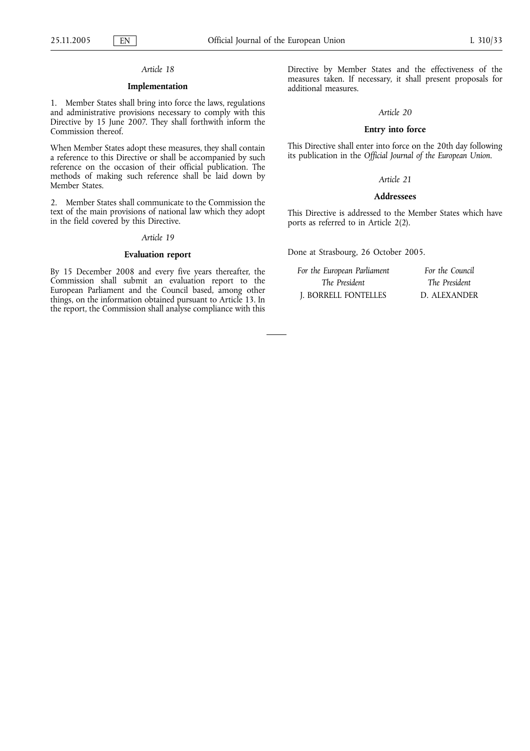*Article 18*

**Implementation**

1. Member States shall bring into force the laws, regulations and administrative provisions necessary to comply with this Directive by 15 June 2007. They shall forthwith inform the Commission thereof.

When Member States adopt these measures, they shall contain a reference to this Directive or shall be accompanied by such reference on the occasion of their official publication. The methods of making such reference shall be laid down by Member States.

2. Member States shall communicate to the Commission the text of the main provisions of national law which they adopt in the field covered by this Directive.

*Article 19*

**Evaluation report**

By 15 December 2008 and every five years thereafter, the Commission shall submit an evaluation report to the European Parliament and the Council based, among other things, on the information obtained pursuant to Article 13. In the report, the Commission shall analyse compliance with this Directive by Member States and the effectiveness of the measures taken. If necessary, it shall present proposals for additional measures.

*Article 20*

**Entry into force**

This Directive shall enter into force on the 20th day following its publication in the *Official Journal of the European Union*.

*Article 21*

**Addressees**

This Directive is addressed to the Member States which have ports as referred to in Article 2(2).

Done at Strasbourg, 26 October 2005.

| *For the European Parliament* | *For the Council* |
|---|---|
| *The President* | *The President* |
| J. BORRELL FONTELLES | D. ALEXANDER |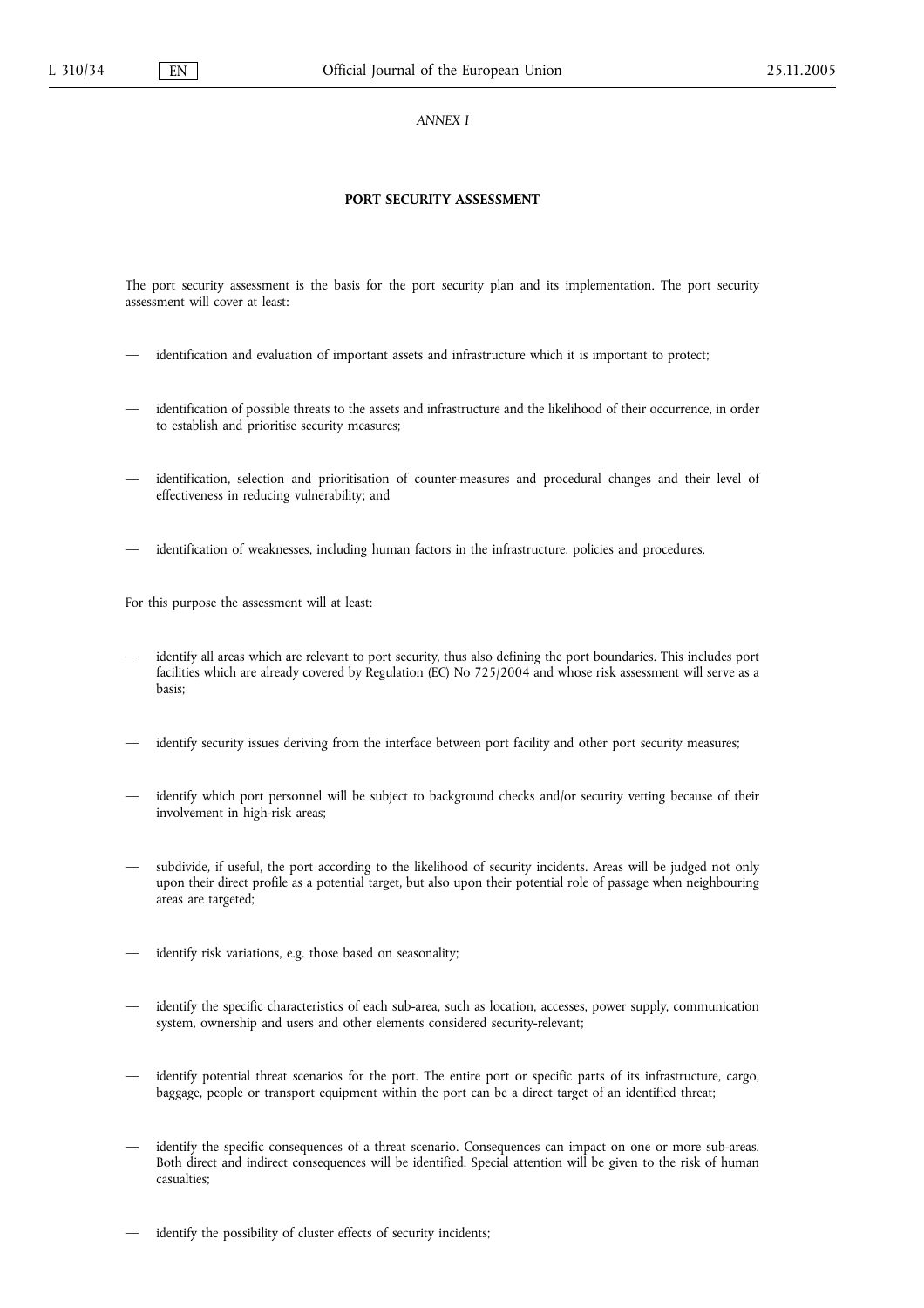*ANNEX I*

## PORT SECURITY ASSESSMENT

The port security assessment is the basis for the port security plan and its implementation. The port security assessment will cover at least:

- identification and evaluation of important assets and infrastructure which it is important to protect;
- identification of possible threats to the assets and infrastructure and the likelihood of their occurrence, in order to establish and prioritise security measures;
- identification, selection and prioritisation of counter-measures and procedural changes and their level of effectiveness in reducing vulnerability; and
- identification of weaknesses, including human factors in the infrastructure, policies and procedures.

For this purpose the assessment will at least:

- identify all areas which are relevant to port security, thus also defining the port boundaries. This includes port facilities which are already covered by Regulation (EC) No 725/2004 and whose risk assessment will serve as a basis;
- identify security issues deriving from the interface between port facility and other port security measures;
- identify which port personnel will be subject to background checks and/or security vetting because of their involvement in high-risk areas;
- subdivide, if useful, the port according to the likelihood of security incidents. Areas will be judged not only upon their direct profile as a potential target, but also upon their potential role of passage when neighbouring areas are targeted;
- identify risk variations, e.g. those based on seasonality;
- identify the specific characteristics of each sub-area, such as location, accesses, power supply, communication system, ownership and users and other elements considered security-relevant;
- identify potential threat scenarios for the port. The entire port or specific parts of its infrastructure, cargo, baggage, people or transport equipment within the port can be a direct target of an identified threat;
- identify the specific consequences of a threat scenario. Consequences can impact on one or more sub-areas. Both direct and indirect consequences will be identified. Special attention will be given to the risk of human casualties;
- identify the possibility of cluster effects of security incidents;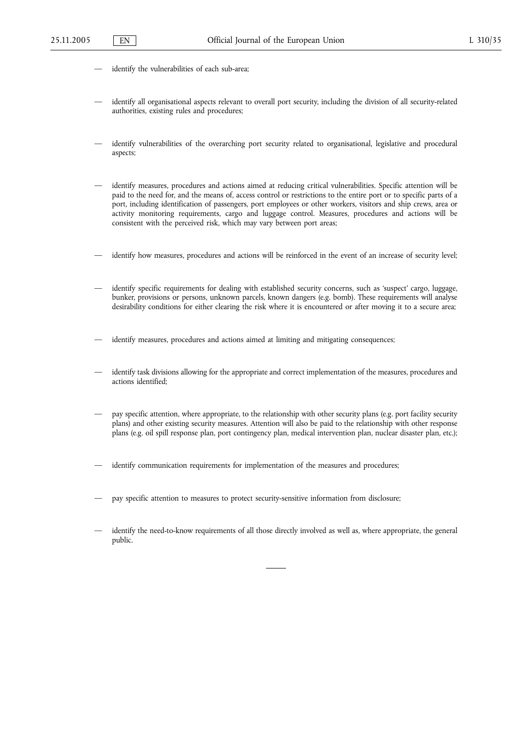— identify the vulnerabilities of each sub-area;

— identify all organisational aspects relevant to overall port security, including the division of all security-related authorities, existing rules and procedures;

— identify vulnerabilities of the overarching port security related to organisational, legislative and procedural aspects;

— identify measures, procedures and actions aimed at reducing critical vulnerabilities. Specific attention will be paid to the need for, and the means of, access control or restrictions to the entire port or to specific parts of a port, including identification of passengers, port employees or other workers, visitors and ship crews, area or activity monitoring requirements, cargo and luggage control. Measures, procedures and actions will be consistent with the perceived risk, which may vary between port areas;

— identify how measures, procedures and actions will be reinforced in the event of an increase of security level;

— identify specific requirements for dealing with established security concerns, such as 'suspect' cargo, luggage, bunker, provisions or persons, unknown parcels, known dangers (e.g. bomb). These requirements will analyse desirability conditions for either clearing the risk where it is encountered or after moving it to a secure area;

— identify measures, procedures and actions aimed at limiting and mitigating consequences;

— identify task divisions allowing for the appropriate and correct implementation of the measures, procedures and actions identified;

— pay specific attention, where appropriate, to the relationship with other security plans (e.g. port facility security plans) and other existing security measures. Attention will also be paid to the relationship with other response plans (e.g. oil spill response plan, port contingency plan, medical intervention plan, nuclear disaster plan, etc.);

— identify communication requirements for implementation of the measures and procedures;

— pay specific attention to measures to protect security-sensitive information from disclosure;

— identify the need-to-know requirements of all those directly involved as well as, where appropriate, the general public.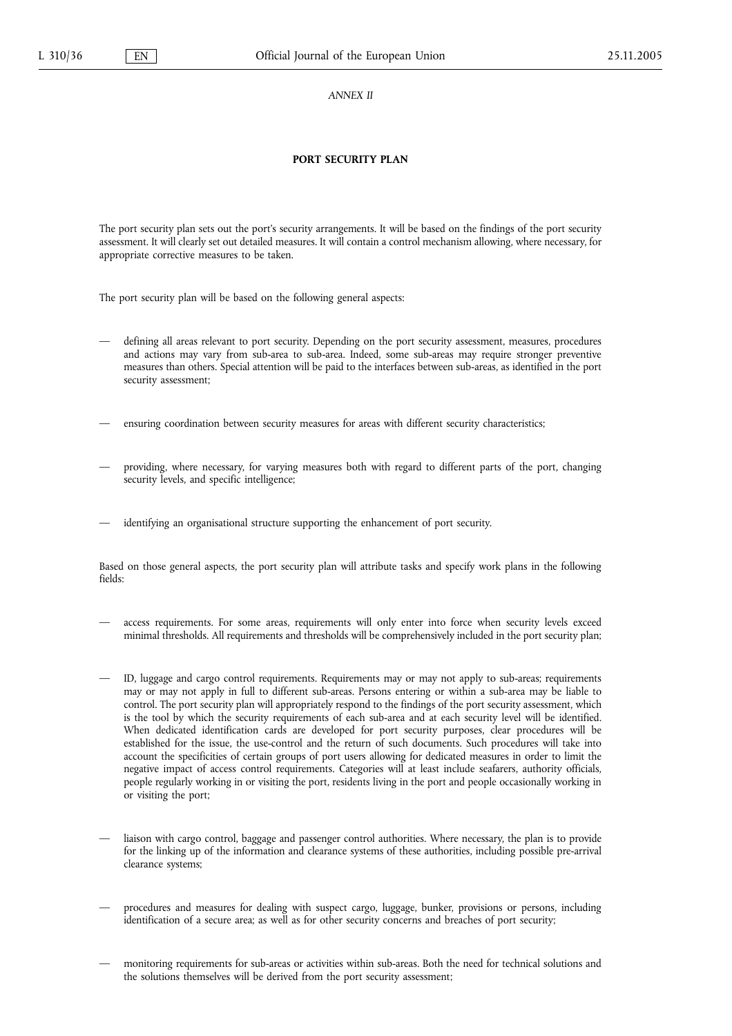*ANNEX II*

## PORT SECURITY PLAN

The port security plan sets out the port's security arrangements. It will be based on the findings of the port security assessment. It will clearly set out detailed measures. It will contain a control mechanism allowing, where necessary, for appropriate corrective measures to be taken.

The port security plan will be based on the following general aspects:

- defining all areas relevant to port security. Depending on the port security assessment, measures, procedures and actions may vary from sub-area to sub-area. Indeed, some sub-areas may require stronger preventive measures than others. Special attention will be paid to the interfaces between sub-areas, as identified in the port security assessment;
- ensuring coordination between security measures for areas with different security characteristics;
- providing, where necessary, for varying measures both with regard to different parts of the port, changing security levels, and specific intelligence;
- identifying an organisational structure supporting the enhancement of port security.

Based on those general aspects, the port security plan will attribute tasks and specify work plans in the following fields:

- access requirements. For some areas, requirements will only enter into force when security levels exceed minimal thresholds. All requirements and thresholds will be comprehensively included in the port security plan;
- ID, luggage and cargo control requirements. Requirements may or may not apply to sub-areas; requirements may or may not apply in full to different sub-areas. Persons entering or within a sub-area may be liable to control. The port security plan will appropriately respond to the findings of the port security assessment, which is the tool by which the security requirements of each sub-area and at each security level will be identified. When dedicated identification cards are developed for port security purposes, clear procedures will be established for the issue, the use-control and the return of such documents. Such procedures will take into account the specificities of certain groups of port users allowing for dedicated measures in order to limit the negative impact of access control requirements. Categories will at least include seafarers, authority officials, people regularly working in or visiting the port, residents living in the port and people occasionally working in or visiting the port;
- liaison with cargo control, baggage and passenger control authorities. Where necessary, the plan is to provide for the linking up of the information and clearance systems of these authorities, including possible pre-arrival clearance systems;
- procedures and measures for dealing with suspect cargo, luggage, bunker, provisions or persons, including identification of a secure area; as well as for other security concerns and breaches of port security;
- monitoring requirements for sub-areas or activities within sub-areas. Both the need for technical solutions and the solutions themselves will be derived from the port security assessment;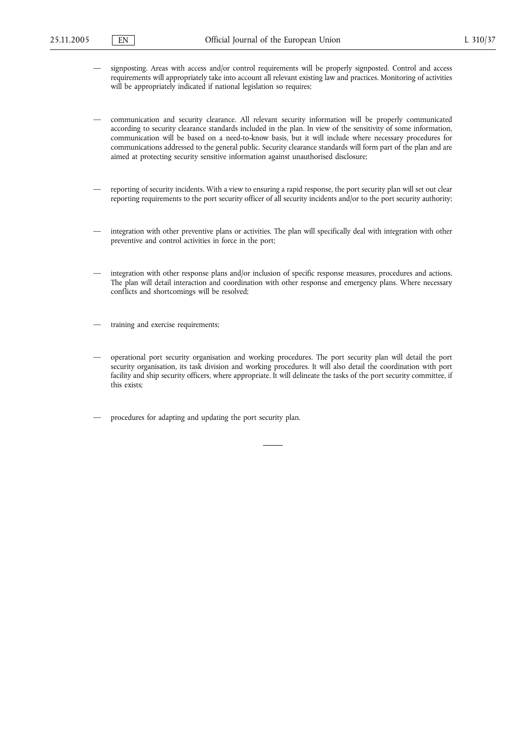— signposting. Areas with access and/or control requirements will be properly signposted. Control and access requirements will appropriately take into account all relevant existing law and practices. Monitoring of activities will be appropriately indicated if national legislation so requires;

— communication and security clearance. All relevant security information will be properly communicated according to security clearance standards included in the plan. In view of the sensitivity of some information, communication will be based on a need-to-know basis, but it will include where necessary procedures for communications addressed to the general public. Security clearance standards will form part of the plan and are aimed at protecting security sensitive information against unauthorised disclosure;

— reporting of security incidents. With a view to ensuring a rapid response, the port security plan will set out clear reporting requirements to the port security officer of all security incidents and/or to the port security authority;

— integration with other preventive plans or activities. The plan will specifically deal with integration with other preventive and control activities in force in the port;

— integration with other response plans and/or inclusion of specific response measures, procedures and actions. The plan will detail interaction and coordination with other response and emergency plans. Where necessary conflicts and shortcomings will be resolved;

— training and exercise requirements;

— operational port security organisation and working procedures. The port security plan will detail the port security organisation, its task division and working procedures. It will also detail the coordination with port facility and ship security officers, where appropriate. It will delineate the tasks of the port security committee, if this exists;

— procedures for adapting and updating the port security plan.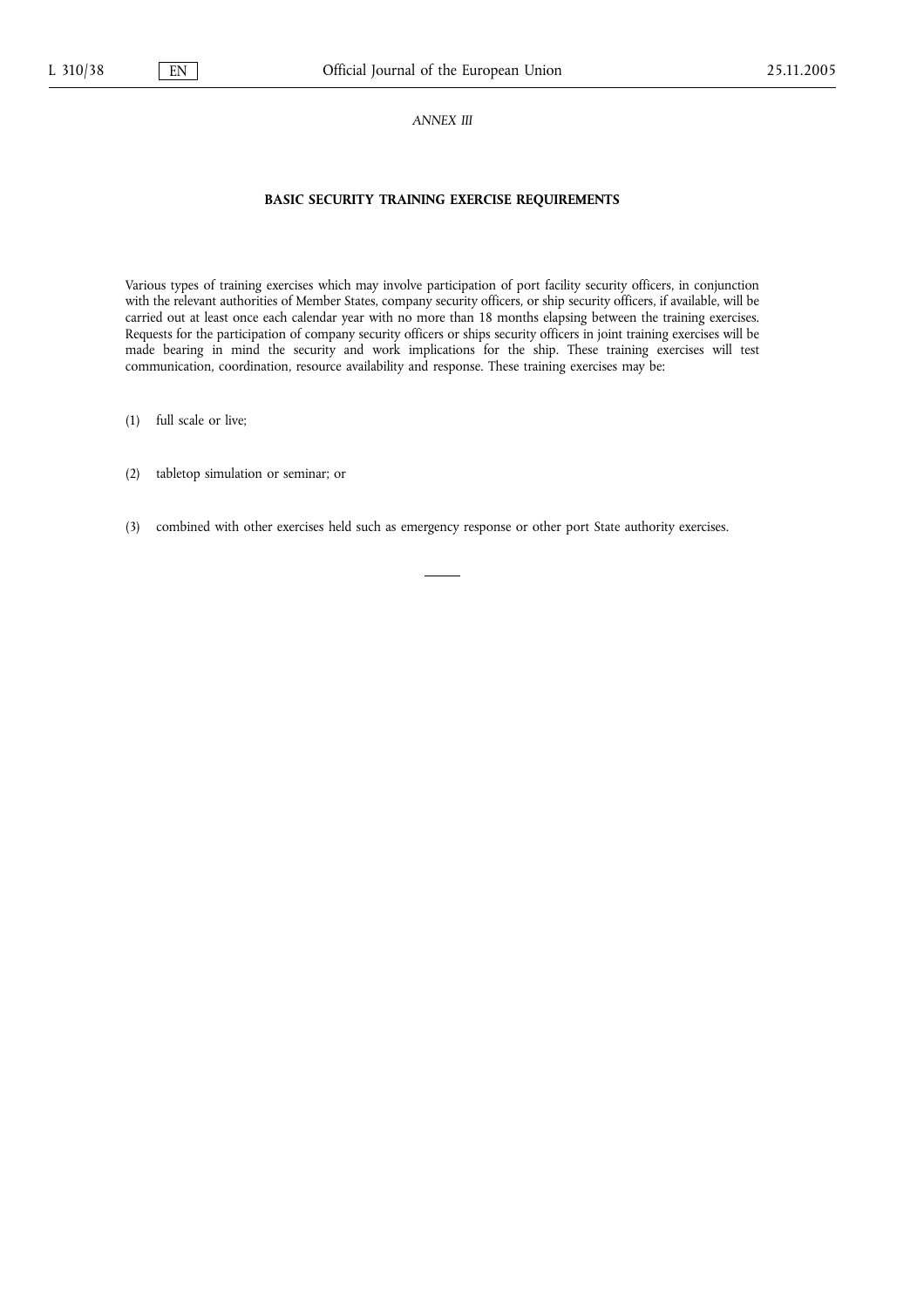*ANNEX III*

## BASIC SECURITY TRAINING EXERCISE REQUIREMENTS

Various types of training exercises which may involve participation of port facility security officers, in conjunction with the relevant authorities of Member States, company security officers, or ship security officers, if available, will be carried out at least once each calendar year with no more than 18 months elapsing between the training exercises. Requests for the participation of company security officers or ships security officers in joint training exercises will be made bearing in mind the security and work implications for the ship. These training exercises will test communication, coordination, resource availability and response. These training exercises may be:

(1) full scale or live;

(2) tabletop simulation or seminar; or

(3) combined with other exercises held such as emergency response or other port State authority exercises.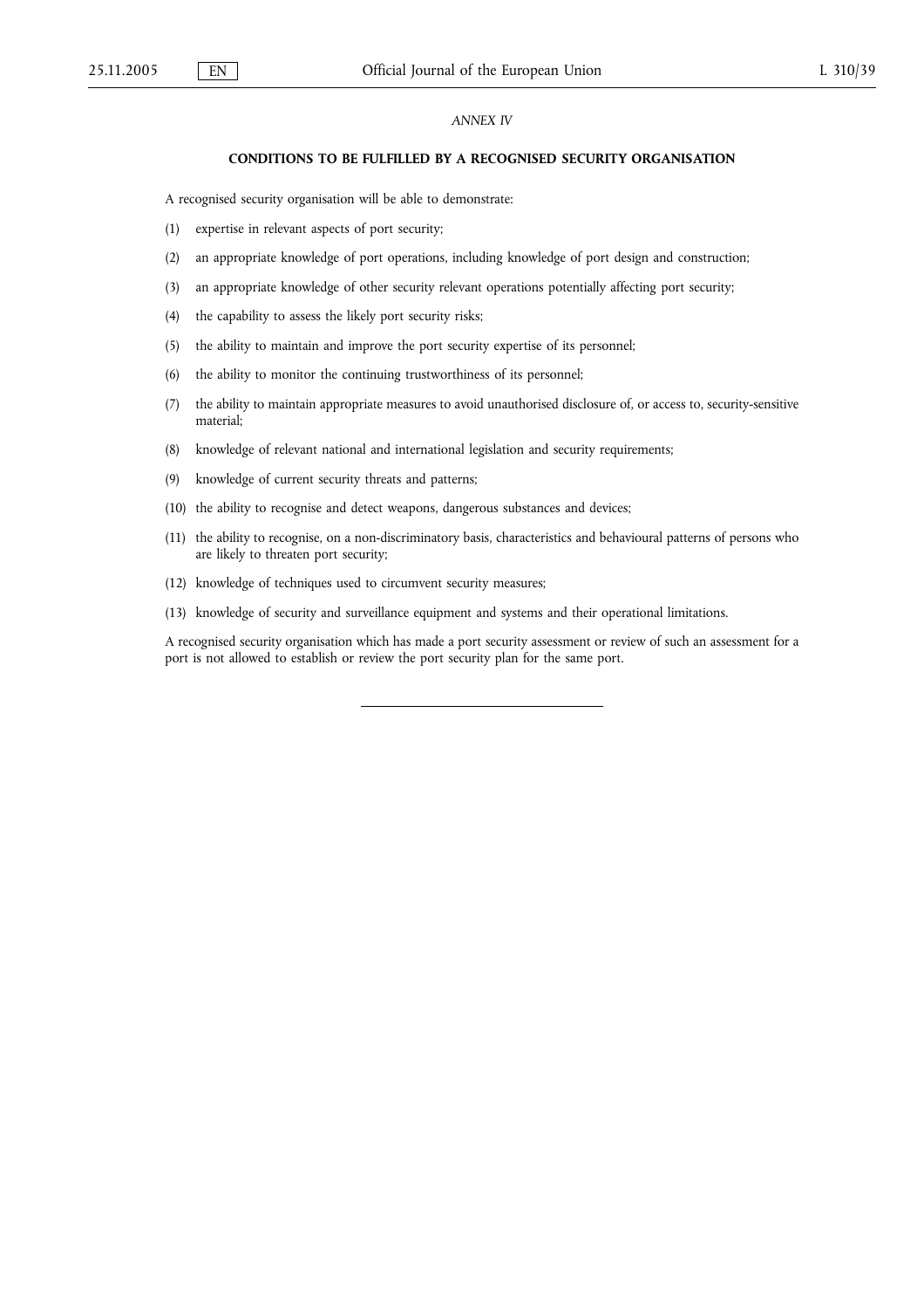*ANNEX IV*

## CONDITIONS TO BE FULFILLED BY A RECOGNISED SECURITY ORGANISATION

A recognised security organisation will be able to demonstrate:

(1) expertise in relevant aspects of port security;

(2) an appropriate knowledge of port operations, including knowledge of port design and construction;

(3) an appropriate knowledge of other security relevant operations potentially affecting port security;

(4) the capability to assess the likely port security risks;

(5) the ability to maintain and improve the port security expertise of its personnel;

(6) the ability to monitor the continuing trustworthiness of its personnel;

(7) the ability to maintain appropriate measures to avoid unauthorised disclosure of, or access to, security-sensitive material;

(8) knowledge of relevant national and international legislation and security requirements;

(9) knowledge of current security threats and patterns;

(10) the ability to recognise and detect weapons, dangerous substances and devices;

(11) the ability to recognise, on a non-discriminatory basis, characteristics and behavioural patterns of persons who are likely to threaten port security;

(12) knowledge of techniques used to circumvent security measures;

(13) knowledge of security and surveillance equipment and systems and their operational limitations.

A recognised security organisation which has made a port security assessment or review of such an assessment for a port is not allowed to establish or review the port security plan for the same port.